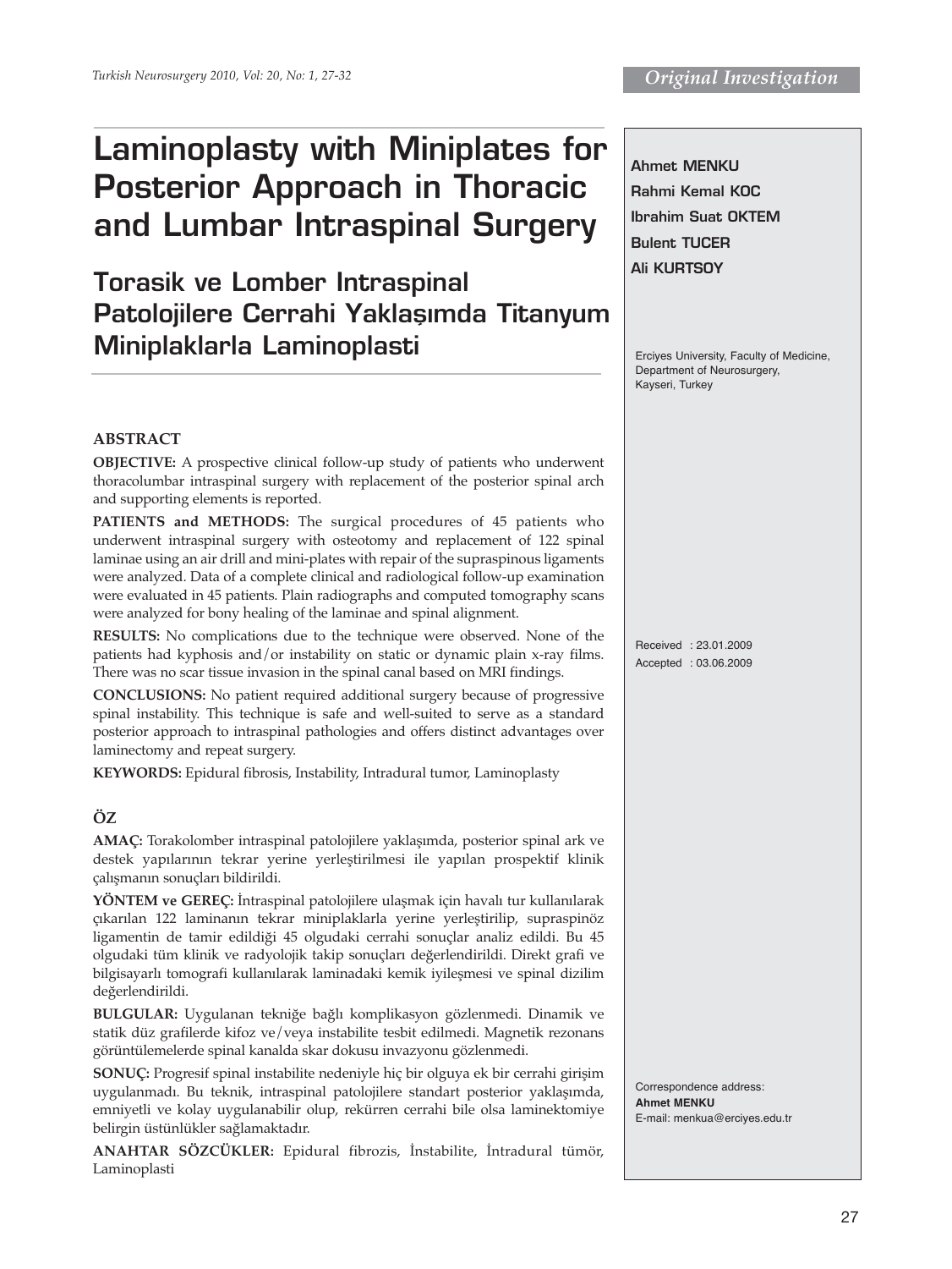Original Investigation

# Laminoplasty with Miniplates for Posterior Approach in Thoracic and Lumbar Intraspinal Surgery

## Torasik ve Lomber Intraspinal Patolojilere Cerrahi Yaklaşımda Titanyum Miniplaklarla Laminoplasti

**Ahmet MENKU**
**Rahmi Kemal KOC**
**Ibrahim Suat OKTEM**
**Bulent TUCER**
**Ali KURTSOY**

Erciyes University, Faculty of Medicine, Department of Neurosurgery, Kayseri, Turkey

Received : 23.01.2009
Accepted : 03.06.2009

Correspondence address:
**Ahmet MENKU**
E-mail: menkua@erciyes.edu.tr

## ABSTRACT

**OBJECTIVE:** A prospective clinical follow-up study of patients who underwent thoracolumbar intraspinal surgery with replacement of the posterior spinal arch and supporting elements is reported.

**PATIENTS and METHODS:** The surgical procedures of 45 patients who underwent intraspinal surgery with osteotomy and replacement of 122 spinal laminae using an air drill and mini-plates with repair of the supraspinous ligaments were analyzed. Data of a complete clinical and radiological follow-up examination were evaluated in 45 patients. Plain radiographs and computed tomography scans were analyzed for bony healing of the laminae and spinal alignment.

**RESULTS:** No complications due to the technique were observed. None of the patients had kyphosis and/or instability on static or dynamic plain x-ray films. There was no scar tissue invasion in the spinal canal based on MRI findings.

**CONCLUSIONS:** No patient required additional surgery because of progressive spinal instability. This technique is safe and well-suited to serve as a standard posterior approach to intraspinal pathologies and offers distinct advantages over laminectomy and repeat surgery.

**KEYWORDS:** Epidural fibrosis, Instability, Intradural tumor, Laminoplasty

## ÖZ

**AMAÇ:** Torakolomber intraspinal patolojilere yaklaşımda, posterior spinal ark ve destek yapılarının tekrar yerine yerleştirilmesi ile yapılan prospektif klinik çalışmanın sonuçları bildirildi.

**YÖNTEM ve GEREÇ:** İntraspinal patolojilere ulaşmak için havalı tur kullanılarak çıkarılan 122 laminanın tekrar miniplaklarla yerine yerleştirilip, supraspinöz ligamentin de tamir edildiği 45 olgudaki cerrahi sonuçlar analiz edildi. Bu 45 olgudaki tüm klinik ve radyolojik takip sonuçları değerlendirildi. Direkt grafi ve bilgisayarlı tomografi kullanılarak laminadaki kemik iyileşmesi ve spinal dizilim değerlendirildi.

**BULGULAR:** Uygulanan tekniğe bağlı komplikasyon gözlenmedi. Dinamik ve statik düz grafilerde kifoz ve/veya instabilite tesbit edilmedi. Magnetik rezonans görüntülemelerde spinal kanalda skar dokusu invazyonu gözlenmedi.

**SONUÇ:** Progresif spinal instabilite nedeniyle hiç bir olguya ek bir cerrahi girişim uygulanmadı. Bu teknik, intraspinal patolojilere standart posterior yaklaşımda, emniyetli ve kolay uygulanabilir olup, rekürren cerrahi bile olsa laminektomiye belirgin üstünlükler sağlamaktadır.

**ANAHTAR SÖZCÜKLER:** Epidural fibrozis, İnstabilite, İntradural tümör, Laminoplasti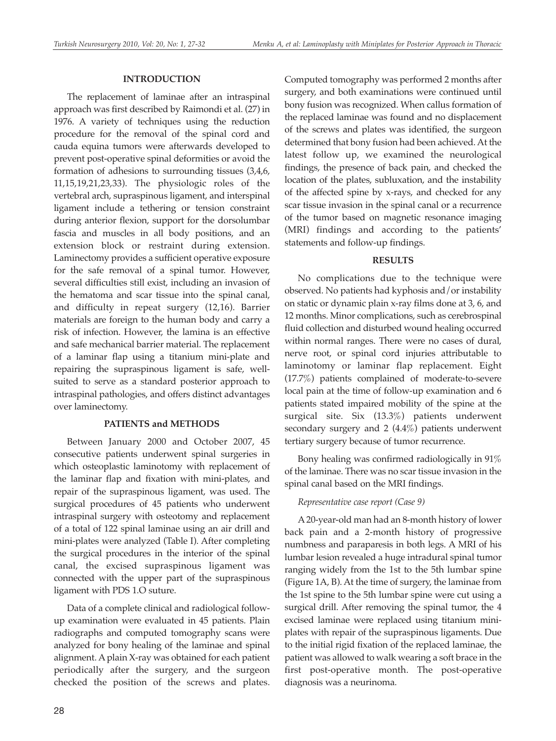## INTRODUCTION

The replacement of laminae after an intraspinal approach was first described by Raimondi et al. (27) in 1976. A variety of techniques using the reduction procedure for the removal of the spinal cord and cauda equina tumors were afterwards developed to prevent post-operative spinal deformities or avoid the formation of adhesions to surrounding tissues (3,4,6, 11,15,19,21,23,33). The physiologic roles of the vertebral arch, supraspinous ligament, and interspinal ligament include a tethering or tension constraint during anterior flexion, support for the dorsolumbar fascia and muscles in all body positions, and an extension block or restraint during extension. Laminectomy provides a sufficient operative exposure for the safe removal of a spinal tumor. However, several difficulties still exist, including an invasion of the hematoma and scar tissue into the spinal canal, and difficulty in repeat surgery (12,16). Barrier materials are foreign to the human body and carry a risk of infection. However, the lamina is an effective and safe mechanical barrier material. The replacement of a laminar flap using a titanium mini-plate and repairing the supraspinous ligament is safe, well-suited to serve as a standard posterior approach to intraspinal pathologies, and offers distinct advantages over laminectomy.

## PATIENTS and METHODS

Between January 2000 and October 2007, 45 consecutive patients underwent spinal surgeries in which osteoplastic laminotomy with replacement of the laminar flap and fixation with mini-plates, and repair of the supraspinous ligament, was used. The surgical procedures of 45 patients who underwent intraspinal surgery with osteotomy and replacement of a total of 122 spinal laminae using an air drill and mini-plates were analyzed (Table I). After completing the surgical procedures in the interior of the spinal canal, the excised supraspinous ligament was connected with the upper part of the supraspinous ligament with PDS 1.O suture.

Data of a complete clinical and radiological follow-up examination were evaluated in 45 patients. Plain radiographs and computed tomography scans were analyzed for bony healing of the laminae and spinal alignment. A plain X-ray was obtained for each patient periodically after the surgery, and the surgeon checked the position of the screws and plates. Computed tomography was performed 2 months after surgery, and both examinations were continued until bony fusion was recognized. When callus formation of the replaced laminae was found and no displacement of the screws and plates was identified, the surgeon determined that bony fusion had been achieved. At the latest follow up, we examined the neurological findings, the presence of back pain, and checked the location of the plates, subluxation, and the instability of the affected spine by x-rays, and checked for any scar tissue invasion in the spinal canal or a recurrence of the tumor based on magnetic resonance imaging (MRI) findings and according to the patients' statements and follow-up findings.

## RESULTS

No complications due to the technique were observed. No patients had kyphosis and/or instability on static or dynamic plain x-ray films done at 3, 6, and 12 months. Minor complications, such as cerebrospinal fluid collection and disturbed wound healing occurred within normal ranges. There were no cases of dural, nerve root, or spinal cord injuries attributable to laminotomy or laminar flap replacement. Eight (17.7%) patients complained of moderate-to-severe local pain at the time of follow-up examination and 6 patients stated impaired mobility of the spine at the surgical site. Six (13.3%) patients underwent secondary surgery and 2 (4.4%) patients underwent tertiary surgery because of tumor recurrence.

Bony healing was confirmed radiologically in 91% of the laminae. There was no scar tissue invasion in the spinal canal based on the MRI findings.

*Representative case report (Case 9)*

A 20-year-old man had an 8-month history of lower back pain and a 2-month history of progressive numbness and paraparesis in both legs. A MRI of his lumbar lesion revealed a huge intradural spinal tumor ranging widely from the 1st to the 5th lumbar spine (Figure 1A, B). At the time of surgery, the laminae from the 1st spine to the 5th lumbar spine were cut using a surgical drill. After removing the spinal tumor, the 4 excised laminae were replaced using titanium mini-plates with repair of the supraspinous ligaments. Due to the initial rigid fixation of the replaced laminae, the patient was allowed to walk wearing a soft brace in the first post-operative month. The post-operative diagnosis was a neurinoma.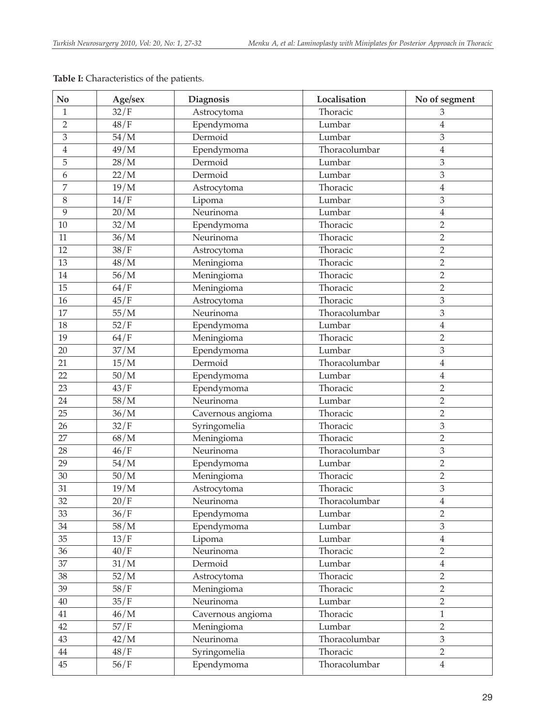**Table I:** Characteristics of the patients.

| No | Age/sex | Diagnosis | Localisation | No of segment |
|---|---|---|---|---|
| 1 | 32/F | Astrocytoma | Thoracic | 3 |
| 2 | 48/F | Ependymoma | Lumbar | 4 |
| 3 | 54/M | Dermoid | Lumbar | 3 |
| 4 | 49/M | Ependymoma | Thoracolumbar | 4 |
| 5 | 28/M | Dermoid | Lumbar | 3 |
| 6 | 22/M | Dermoid | Lumbar | 3 |
| 7 | 19/M | Astrocytoma | Thoracic | 4 |
| 8 | 14/F | Lipoma | Lumbar | 3 |
| 9 | 20/M | Neurinoma | Lumbar | 4 |
| 10 | 32/M | Ependymoma | Thoracic | 2 |
| 11 | 36/M | Neurinoma | Thoracic | 2 |
| 12 | 38/F | Astrocytoma | Thoracic | 2 |
| 13 | 48/M | Meningioma | Thoracic | 2 |
| 14 | 56/M | Meningioma | Thoracic | 2 |
| 15 | 64/F | Meningioma | Thoracic | 2 |
| 16 | 45/F | Astrocytoma | Thoracic | 3 |
| 17 | 55/M | Neurinoma | Thoracolumbar | 3 |
| 18 | 52/F | Ependymoma | Lumbar | 4 |
| 19 | 64/F | Meningioma | Thoracic | 2 |
| 20 | 37/M | Ependymoma | Lumbar | 3 |
| 21 | 15/M | Dermoid | Thoracolumbar | 4 |
| 22 | 50/M | Ependymoma | Lumbar | 4 |
| 23 | 43/F | Ependymoma | Thoracic | 2 |
| 24 | 58/M | Neurinoma | Lumbar | 2 |
| 25 | 36/M | Cavernous angioma | Thoracic | 2 |
| 26 | 32/F | Syringomelia | Thoracic | 3 |
| 27 | 68/M | Meningioma | Thoracic | 2 |
| 28 | 46/F | Neurinoma | Thoracolumbar | 3 |
| 29 | 54/M | Ependymoma | Lumbar | 2 |
| 30 | 50/M | Meningioma | Thoracic | 2 |
| 31 | 19/M | Astrocytoma | Thoracic | 3 |
| 32 | 20/F | Neurinoma | Thoracolumbar | 4 |
| 33 | 36/F | Ependymoma | Lumbar | 2 |
| 34 | 58/M | Ependymoma | Lumbar | 3 |
| 35 | 13/F | Lipoma | Lumbar | 4 |
| 36 | 40/F | Neurinoma | Thoracic | 2 |
| 37 | 31/M | Dermoid | Lumbar | 4 |
| 38 | 52/M | Astrocytoma | Thoracic | 2 |
| 39 | 58/F | Meningioma | Thoracic | 2 |
| 40 | 35/F | Neurinoma | Lumbar | 2 |
| 41 | 46/M | Cavernous angioma | Thoracic | 1 |
| 42 | 57/F | Meningioma | Lumbar | 2 |
| 43 | 42/M | Neurinoma | Thoracolumbar | 3 |
| 44 | 48/F | Syringomelia | Thoracic | 2 |
| 45 | 56/F | Ependymoma | Thoracolumbar | 4 |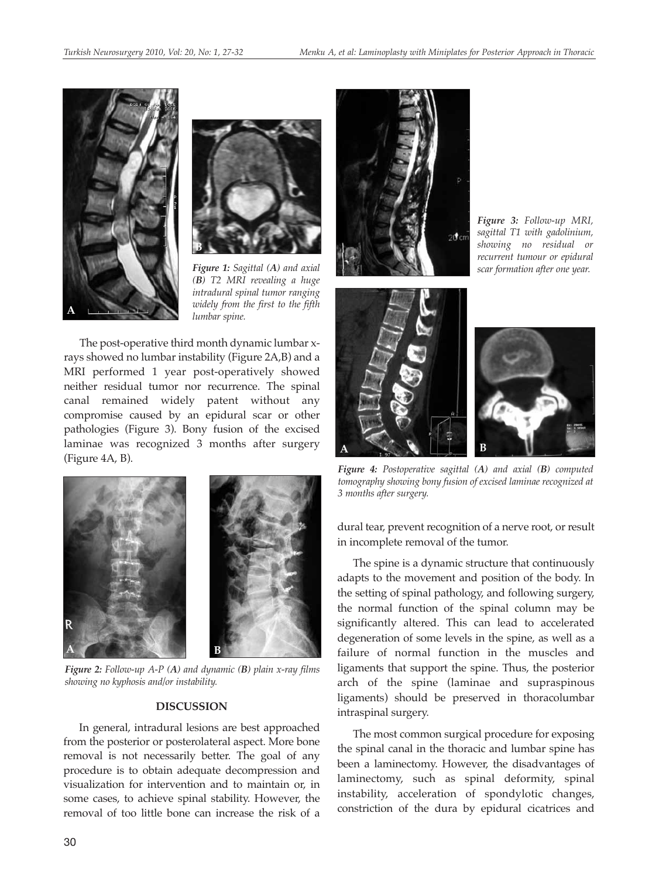*Figure 1: Sagittal (**A**) and axial (**B**) T2 MRI revealing a huge intradural spinal tumor ranging widely from the first to the fifth lumbar spine.*

The post-operative third month dynamic lumbar x-rays showed no lumbar instability (Figure 2A,B) and a MRI performed 1 year post-operatively showed neither residual tumor nor recurrence. The spinal canal remained widely patent without any compromise caused by an epidural scar or other pathologies (Figure 3). Bony fusion of the excised laminae was recognized 3 months after surgery (Figure 4A, B).

*Figure 2: Follow-up A-P (**A**) and dynamic (**B**) plain x-ray films showing no kyphosis and/or instability.*

## DISCUSSION

In general, intradural lesions are best approached from the posterior or posterolateral aspect. More bone removal is not necessarily better. The goal of any procedure is to obtain adequate decompression and visualization for intervention and to maintain or, in some cases, to achieve spinal stability. However, the removal of too little bone can increase the risk of a dural tear, prevent recognition of a nerve root, or result in incomplete removal of the tumor.

*Figure 3: Follow-up MRI, sagittal T1 with gadolinium, showing no residual or recurrent tumour or epidural scar formation after one year.*

*Figure 4: Postoperative sagittal (**A**) and axial (**B**) computed tomography showing bony fusion of excised laminae recognized at 3 months after surgery.*

The spine is a dynamic structure that continuously adapts to the movement and position of the body. In the setting of spinal pathology, and following surgery, the normal function of the spinal column may be significantly altered. This can lead to accelerated degeneration of some levels in the spine, as well as a failure of normal function in the muscles and ligaments that support the spine. Thus, the posterior arch of the spine (laminae and supraspinous ligaments) should be preserved in thoracolumbar intraspinal surgery.

The most common surgical procedure for exposing the spinal canal in the thoracic and lumbar spine has been a laminectomy. However, the disadvantages of laminectomy, such as spinal deformity, spinal instability, acceleration of spondylotic changes, constriction of the dura by epidural cicatrices and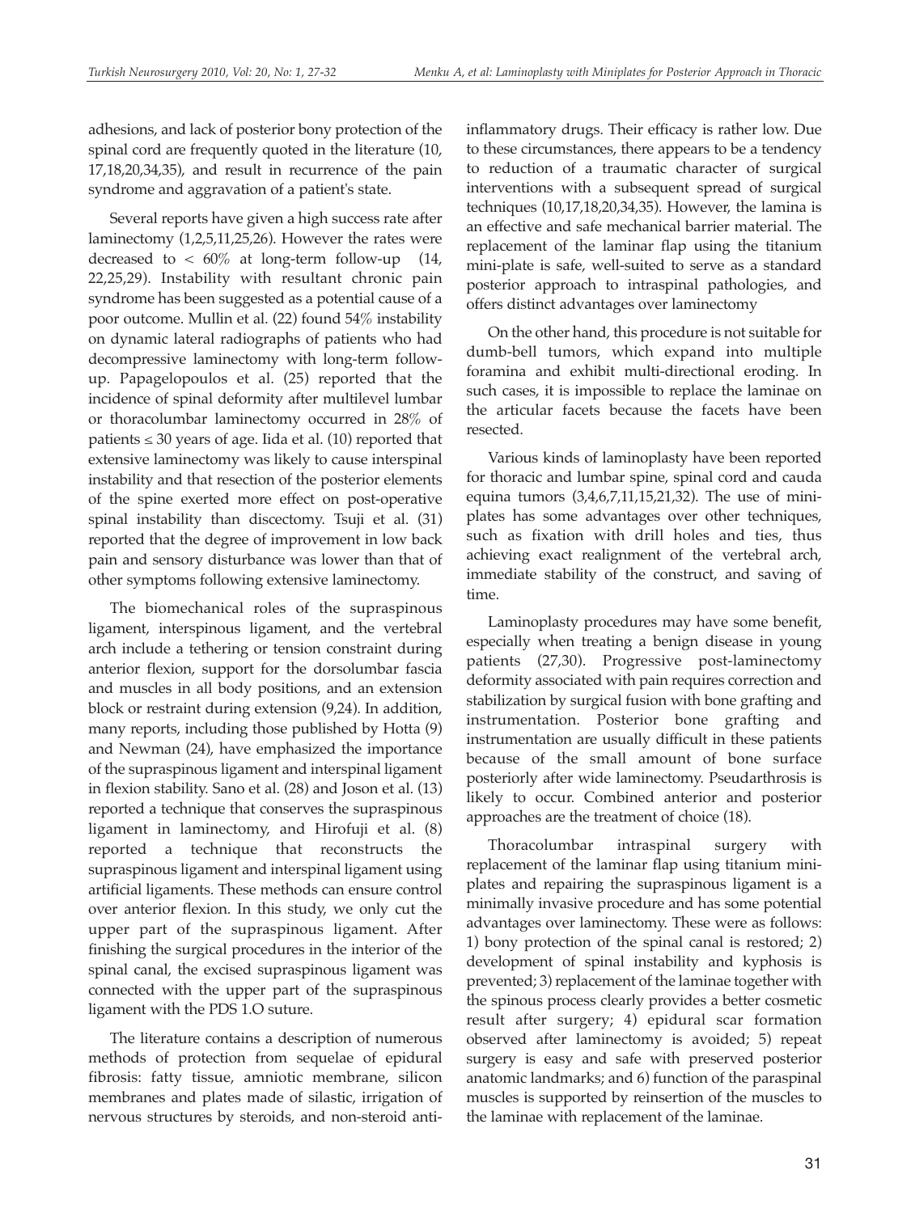adhesions, and lack of posterior bony protection of the spinal cord are frequently quoted in the literature (10, 17,18,20,34,35), and result in recurrence of the pain syndrome and aggravation of a patient's state.

Several reports have given a high success rate after laminectomy (1,2,5,11,25,26). However the rates were decreased to < 60% at long-term follow-up (14, 22,25,29). Instability with resultant chronic pain syndrome has been suggested as a potential cause of a poor outcome. Mullin et al. (22) found 54% instability on dynamic lateral radiographs of patients who had decompressive laminectomy with long-term follow-up. Papagelopoulos et al. (25) reported that the incidence of spinal deformity after multilevel lumbar or thoracolumbar laminectomy occurred in 28% of patients ≤ 30 years of age. Iida et al. (10) reported that extensive laminectomy was likely to cause interspinal instability and that resection of the posterior elements of the spine exerted more effect on post-operative spinal instability than discectomy. Tsuji et al. (31) reported that the degree of improvement in low back pain and sensory disturbance was lower than that of other symptoms following extensive laminectomy.

The biomechanical roles of the supraspinous ligament, interspinous ligament, and the vertebral arch include a tethering or tension constraint during anterior flexion, support for the dorsolumbar fascia and muscles in all body positions, and an extension block or restraint during extension (9,24). In addition, many reports, including those published by Hotta (9) and Newman (24), have emphasized the importance of the supraspinous ligament and interspinal ligament in flexion stability. Sano et al. (28) and Joson et al. (13) reported a technique that conserves the supraspinous ligament in laminectomy, and Hirofuji et al. (8) reported a technique that reconstructs the supraspinous ligament and interspinal ligament using artificial ligaments. These methods can ensure control over anterior flexion. In this study, we only cut the upper part of the supraspinous ligament. After finishing the surgical procedures in the interior of the spinal canal, the excised supraspinous ligament was connected with the upper part of the supraspinous ligament with the PDS 1.O suture.

The literature contains a description of numerous methods of protection from sequelae of epidural fibrosis: fatty tissue, amniotic membrane, silicon membranes and plates made of silastic, irrigation of nervous structures by steroids, and non-steroid anti-inflammatory drugs. Their efficacy is rather low. Due to these circumstances, there appears to be a tendency to reduction of a traumatic character of surgical interventions with a subsequent spread of surgical techniques (10,17,18,20,34,35). However, the lamina is an effective and safe mechanical barrier material. The replacement of the laminar flap using the titanium mini-plate is safe, well-suited to serve as a standard posterior approach to intraspinal pathologies, and offers distinct advantages over laminectomy

On the other hand, this procedure is not suitable for dumb-bell tumors, which expand into multiple foramina and exhibit multi-directional eroding. In such cases, it is impossible to replace the laminae on the articular facets because the facets have been resected.

Various kinds of laminoplasty have been reported for thoracic and lumbar spine, spinal cord and cauda equina tumors (3,4,6,7,11,15,21,32). The use of mini-plates has some advantages over other techniques, such as fixation with drill holes and ties, thus achieving exact realignment of the vertebral arch, immediate stability of the construct, and saving of time.

Laminoplasty procedures may have some benefit, especially when treating a benign disease in young patients (27,30). Progressive post-laminectomy deformity associated with pain requires correction and stabilization by surgical fusion with bone grafting and instrumentation. Posterior bone grafting and instrumentation are usually difficult in these patients because of the small amount of bone surface posteriorly after wide laminectomy. Pseudarthrosis is likely to occur. Combined anterior and posterior approaches are the treatment of choice (18).

Thoracolumbar intraspinal surgery with replacement of the laminar flap using titanium mini-plates and repairing the supraspinous ligament is a minimally invasive procedure and has some potential advantages over laminectomy. These were as follows: 1) bony protection of the spinal canal is restored; 2) development of spinal instability and kyphosis is prevented; 3) replacement of the laminae together with the spinous process clearly provides a better cosmetic result after surgery; 4) epidural scar formation observed after laminectomy is avoided; 5) repeat surgery is easy and safe with preserved posterior anatomic landmarks; and 6) function of the paraspinal muscles is supported by reinsertion of the muscles to the laminae with replacement of the laminae.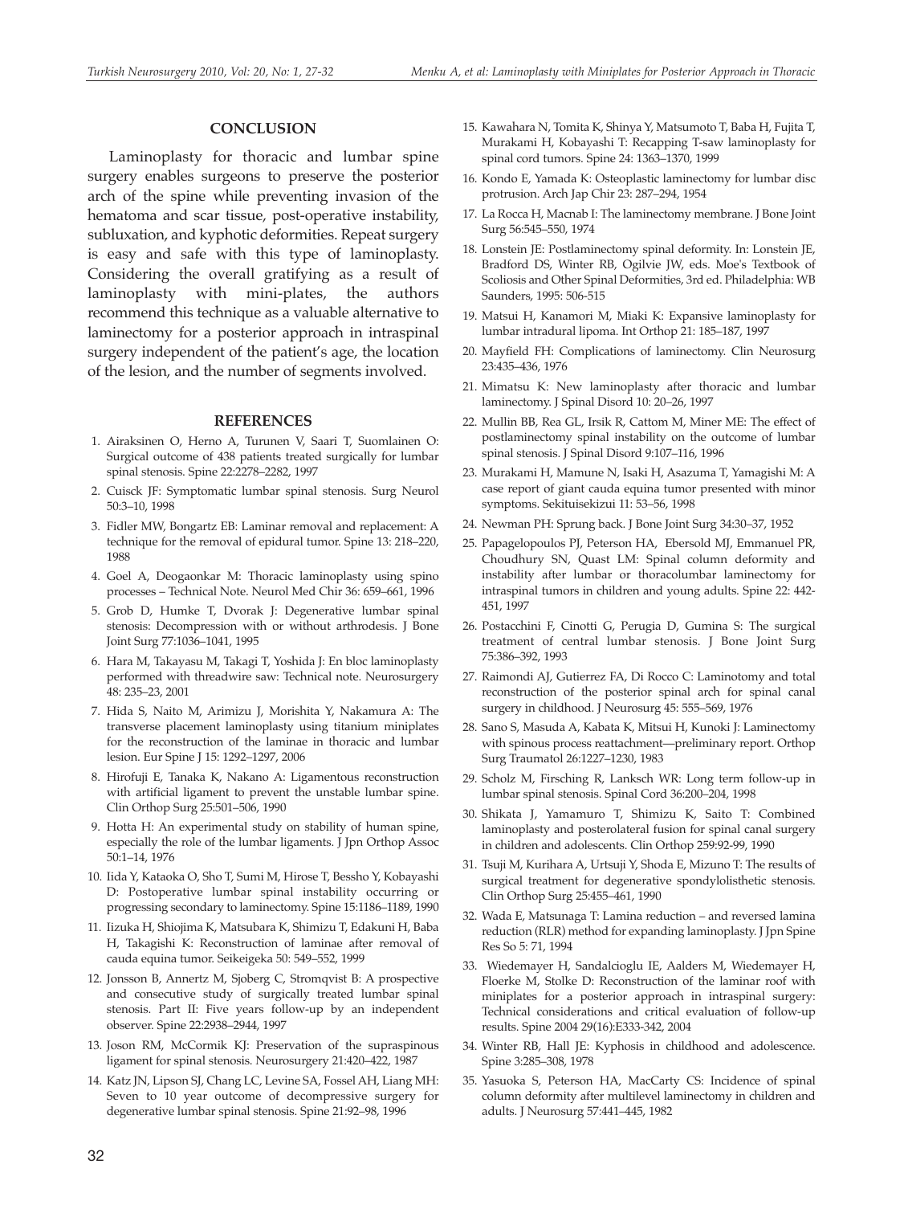## CONCLUSION

Laminoplasty for thoracic and lumbar spine surgery enables surgeons to preserve the posterior arch of the spine while preventing invasion of the hematoma and scar tissue, post-operative instability, subluxation, and kyphotic deformities. Repeat surgery is easy and safe with this type of laminoplasty. Considering the overall gratifying as a result of laminoplasty with mini-plates, the authors recommend this technique as a valuable alternative to laminectomy for a posterior approach in intraspinal surgery independent of the patient's age, the location of the lesion, and the number of segments involved.

## REFERENCES

1. Airaksinen O, Herno A, Turunen V, Saari T, Suomlainen O: Surgical outcome of 438 patients treated surgically for lumbar spinal stenosis. Spine 22:2278–2282, 1997
2. Cuisck JF: Symptomatic lumbar spinal stenosis. Surg Neurol 50:3–10, 1998
3. Fidler MW, Bongartz EB: Laminar removal and replacement: A technique for the removal of epidural tumor. Spine 13: 218–220, 1988
4. Goel A, Deogaonkar M: Thoracic laminoplasty using spino processes – Technical Note. Neurol Med Chir 36: 659–661, 1996
5. Grob D, Humke T, Dvorak J: Degenerative lumbar spinal stenosis: Decompression with or without arthrodesis. J Bone Joint Surg 77:1036–1041, 1995
6. Hara M, Takayasu M, Takagi T, Yoshida J: En bloc laminoplasty performed with threadwire saw: Technical note. Neurosurgery 48: 235–23, 2001
7. Hida S, Naito M, Arimizu J, Morishita Y, Nakamura A: The transverse placement laminoplasty using titanium miniplates for the reconstruction of the laminae in thoracic and lumbar lesion. Eur Spine J 15: 1292–1297, 2006
8. Hirofuji E, Tanaka K, Nakano A: Ligamentous reconstruction with artificial ligament to prevent the unstable lumbar spine. Clin Orthop Surg 25:501–506, 1990
9. Hotta H: An experimental study on stability of human spine, especially the role of the lumbar ligaments. J Jpn Orthop Assoc 50:1–14, 1976
10. Iida Y, Kataoka O, Sho T, Sumi M, Hirose T, Bessho Y, Kobayashi D: Postoperative lumbar spinal instability occurring or progressing secondary to laminectomy. Spine 15:1186–1189, 1990
11. Iizuka H, Shiojima K, Matsubara K, Shimizu T, Edakuni H, Baba H, Takagishi K: Reconstruction of laminae after removal of cauda equina tumor. Seikeigeka 50: 549–552, 1999
12. Jonsson B, Annertz M, Sjoberg C, Stromqvist B: A prospective and consecutive study of surgically treated lumbar spinal stenosis. Part II: Five years follow-up by an independent observer. Spine 22:2938–2944, 1997
13. Joson RM, McCormik KJ: Preservation of the supraspinous ligament for spinal stenosis. Neurosurgery 21:420–422, 1987
14. Katz JN, Lipson SJ, Chang LC, Levine SA, Fossel AH, Liang MH: Seven to 10 year outcome of decompressive surgery for degenerative lumbar spinal stenosis. Spine 21:92–98, 1996
15. Kawahara N, Tomita K, Shinya Y, Matsumoto T, Baba H, Fujita T, Murakami H, Kobayashi T: Recapping T-saw laminoplasty for spinal cord tumors. Spine 24: 1363–1370, 1999
16. Kondo E, Yamada K: Osteoplastic laminectomy for lumbar disc protrusion. Arch Jap Chir 23: 287–294, 1954
17. La Rocca H, Macnab I: The laminectomy membrane. J Bone Joint Surg 56:545–550, 1974
18. Lonstein JE: Postlaminectomy spinal deformity. In: Lonstein JE, Bradford DS, Winter RB, Ogilvie JW, eds. Moe's Textbook of Scoliosis and Other Spinal Deformities, 3rd ed. Philadelphia: WB Saunders, 1995: 506-515
19. Matsui H, Kanamori M, Miaki K: Expansive laminoplasty for lumbar intradural lipoma. Int Orthop 21: 185–187, 1997
20. Mayfield FH: Complications of laminectomy. Clin Neurosurg 23:435–436, 1976
21. Mimatsu K: New laminoplasty after thoracic and lumbar laminectomy. J Spinal Disord 10: 20–26, 1997
22. Mullin BB, Rea GL, Irsik R, Cattom M, Miner ME: The effect of postlaminectomy spinal instability on the outcome of lumbar spinal stenosis. J Spinal Disord 9:107–116, 1996
23. Murakami H, Mamune N, Isaki H, Asazuma T, Yamagishi M: A case report of giant cauda equina tumor presented with minor symptoms. Sekituisekizui 11: 53–56, 1998
24. Newman PH: Sprung back. J Bone Joint Surg 34:30–37, 1952
25. Papagelopoulos PJ, Peterson HA, Ebersold MJ, Emmanuel PR, Choudhury SN, Quast LM: Spinal column deformity and instability after lumbar or thoracolumbar laminectomy for intraspinal tumors in children and young adults. Spine 22: 442-451, 1997
26. Postacchini F, Cinotti G, Perugia D, Gumina S: The surgical treatment of central lumbar stenosis. J Bone Joint Surg 75:386–392, 1993
27. Raimondi AJ, Gutierrez FA, Di Rocco C: Laminotomy and total reconstruction of the posterior spinal arch for spinal canal surgery in childhood. J Neurosurg 45: 555–569, 1976
28. Sano S, Masuda A, Kabata K, Mitsui H, Kunoki J: Laminectomy with spinous process reattachment—preliminary report. Orthop Surg Traumatol 26:1227–1230, 1983
29. Scholz M, Firsching R, Lanksch WR: Long term follow-up in lumbar spinal stenosis. Spinal Cord 36:200–204, 1998
30. Shikata J, Yamamuro T, Shimizu K, Saito T: Combined laminoplasty and posterolateral fusion for spinal canal surgery in children and adolescents. Clin Orthop 259:92-99, 1990
31. Tsuji M, Kurihara A, Urtsuji Y, Shoda E, Mizuno T: The results of surgical treatment for degenerative spondylolisthetic stenosis. Clin Orthop Surg 25:455–461, 1990
32. Wada E, Matsunaga T: Lamina reduction – and reversed lamina reduction (RLR) method for expanding laminoplasty. J Jpn Spine Res So 5: 71, 1994
33. Wiedemayer H, Sandalcioglu IE, Aalders M, Wiedemayer H, Floerke M, Stolke D: Reconstruction of the laminar roof with miniplates for a posterior approach in intraspinal surgery: Technical considerations and critical evaluation of follow-up results. Spine 2004 29(16):E333-342, 2004
34. Winter RB, Hall JE: Kyphosis in childhood and adolescence. Spine 3:285–308, 1978
35. Yasuoka S, Peterson HA, MacCarty CS: Incidence of spinal column deformity after multilevel laminectomy in children and adults. J Neurosurg 57:441–445, 1982